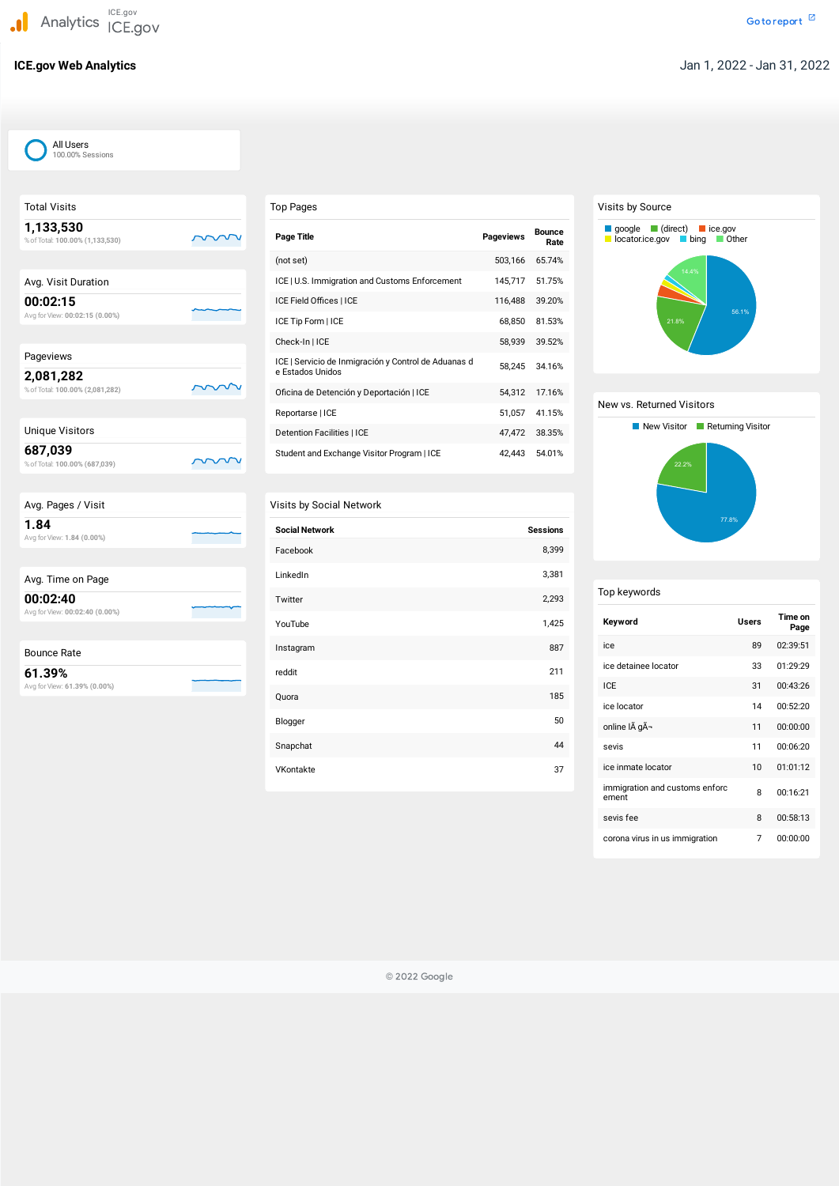Analytics ICE.gov
ICE.gov

Go to report

# ICE.gov Web Analytics

Jan 1, 2022 - Jan 31, 2022

All Users
100.00% Sessions

## Total Visits

**1,133,530**

% of Total: 100.00% (1,133,530)

## Avg. Visit Duration

**00:02:15**

Avg for View: 00:02:15 (0.00%)

## Pageviews

**2,081,282**

% of Total: 100.00% (2,081,282)

## Unique Visitors

**687,039**

% of Total: 100.00% (687,039)

## Avg. Pages / Visit

**1.84**

Avg for View: 1.84 (0.00%)

## Avg. Time on Page

**00:02:40**

Avg for View: 00:02:40 (0.00%)

## Bounce Rate

**61.39%**

Avg for View: 61.39% (0.00%)

## Top Pages

| Page Title | Pageviews | Bounce Rate |
| --- | --- | --- |
| (not set) | 503,166 | 65.74% |
| ICE \| U.S. Immigration and Customs Enforcement | 145,717 | 51.75% |
| ICE Field Offices \| ICE | 116,488 | 39.20% |
| ICE Tip Form \| ICE | 68,850 | 81.53% |
| Check-In \| ICE | 58,939 | 39.52% |
| ICE \| Servicio de Inmigración y Control de Aduanas de Estados Unidos | 58,245 | 34.16% |
| Oficina de Detención y Deportación \| ICE | 54,312 | 17.16% |
| Reportarse \| ICE | 51,057 | 41.15% |
| Detention Facilities \| ICE | 47,472 | 38.35% |
| Student and Exchange Visitor Program \| ICE | 42,443 | 54.01% |

## Visits by Social Network

| Social Network | Sessions |
| --- | --- |
| Facebook | 8,399 |
| LinkedIn | 3,381 |
| Twitter | 2,293 |
| YouTube | 1,425 |
| Instagram | 887 |
| reddit | 211 |
| Quora | 185 |
| Blogger | 50 |
| Snapchat | 44 |
| VKontakte | 37 |

## Visits by Source

google, (direct), ice.gov, locator.ice.gov, bing, Other

56.1%, 21.8%, 14.4%

## New vs. Returned Visitors

New Visitor: 77.8%
Returning Visitor: 22.2%

## Top keywords

| Keyword | Users | Time on Page |
| --- | --- | --- |
| ice | 89 | 02:39:51 |
| ice detainee locator | 33 | 01:29:29 |
| ICE | 31 | 00:43:26 |
| ice locator | 14 | 00:52:20 |
| online lÃ gÃ¬ | 11 | 00:00:00 |
| sevis | 11 | 00:06:20 |
| ice inmate locator | 10 | 01:01:12 |
| immigration and customs enforcement | 8 | 00:16:21 |
| sevis fee | 8 | 00:58:13 |
| corona virus in us immigration | 7 | 00:00:00 |

© 2022 Google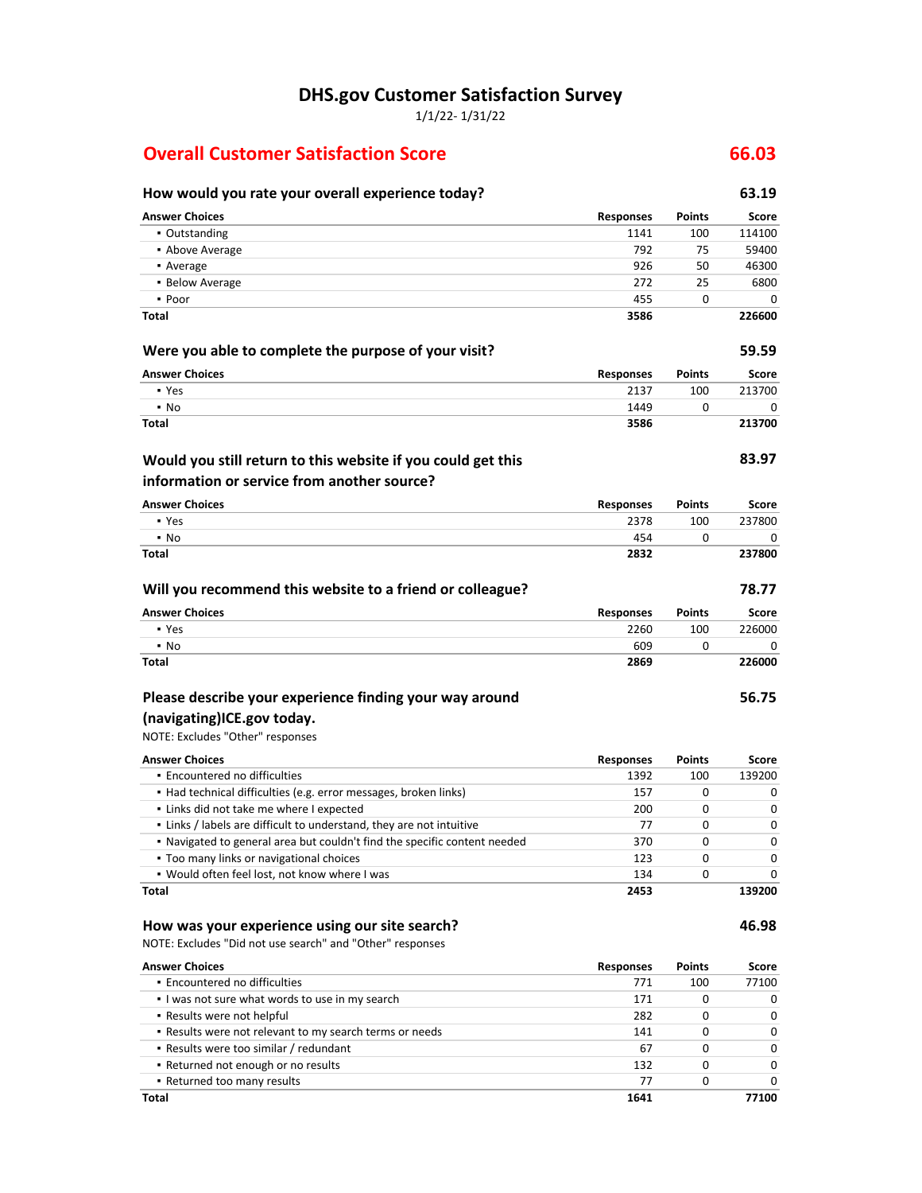# DHS.gov Customer Satisfaction Survey

1/1/22- 1/31/22

## Overall Customer Satisfaction Score **66.03**

### How would you rate your overall experience today? **63.19**

| Answer Choices | Responses | Points | Score |
|---|---|---|---|
| ▪ Outstanding | 1141 | 100 | 114100 |
| ▪ Above Average | 792 | 75 | 59400 |
| ▪ Average | 926 | 50 | 46300 |
| ▪ Below Average | 272 | 25 | 6800 |
| ▪ Poor | 455 | 0 | 0 |
| **Total** | **3586** | | **226600** |

### Were you able to complete the purpose of your visit? **59.59**

| Answer Choices | Responses | Points | Score |
|---|---|---|---|
| ▪ Yes | 2137 | 100 | 213700 |
| ▪ No | 1449 | 0 | 0 |
| **Total** | **3586** | | **213700** |

### Would you still return to this website if you could get this information or service from another source? **83.97**

| Answer Choices | Responses | Points | Score |
|---|---|---|---|
| ▪ Yes | 2378 | 100 | 237800 |
| ▪ No | 454 | 0 | 0 |
| **Total** | **2832** | | **237800** |

### Will you recommend this website to a friend or colleague? **78.77**

| Answer Choices | Responses | Points | Score |
|---|---|---|---|
| ▪ Yes | 2260 | 100 | 226000 |
| ▪ No | 609 | 0 | 0 |
| **Total** | **2869** | | **226000** |

### Please describe your experience finding your way around (navigating)ICE.gov today. **56.75**

NOTE: Excludes "Other" responses

| Answer Choices | Responses | Points | Score |
|---|---|---|---|
| ▪ Encountered no difficulties | 1392 | 100 | 139200 |
| ▪ Had technical difficulties (e.g. error messages, broken links) | 157 | 0 | 0 |
| ▪ Links did not take me where I expected | 200 | 0 | 0 |
| ▪ Links / labels are difficult to understand, they are not intuitive | 77 | 0 | 0 |
| ▪ Navigated to general area but couldn't find the specific content needed | 370 | 0 | 0 |
| ▪ Too many links or navigational choices | 123 | 0 | 0 |
| ▪ Would often feel lost, not know where I was | 134 | 0 | 0 |
| **Total** | **2453** | | **139200** |

### How was your experience using our site search? **46.98**

NOTE: Excludes "Did not use search" and "Other" responses

| Answer Choices | Responses | Points | Score |
|---|---|---|---|
| ▪ Encountered no difficulties | 771 | 100 | 77100 |
| ▪ I was not sure what words to use in my search | 171 | 0 | 0 |
| ▪ Results were not helpful | 282 | 0 | 0 |
| ▪ Results were not relevant to my search terms or needs | 141 | 0 | 0 |
| ▪ Results were too similar / redundant | 67 | 0 | 0 |
| ▪ Returned not enough or no results | 132 | 0 | 0 |
| ▪ Returned too many results | 77 | 0 | 0 |
| **Total** | **1641** | | **77100** |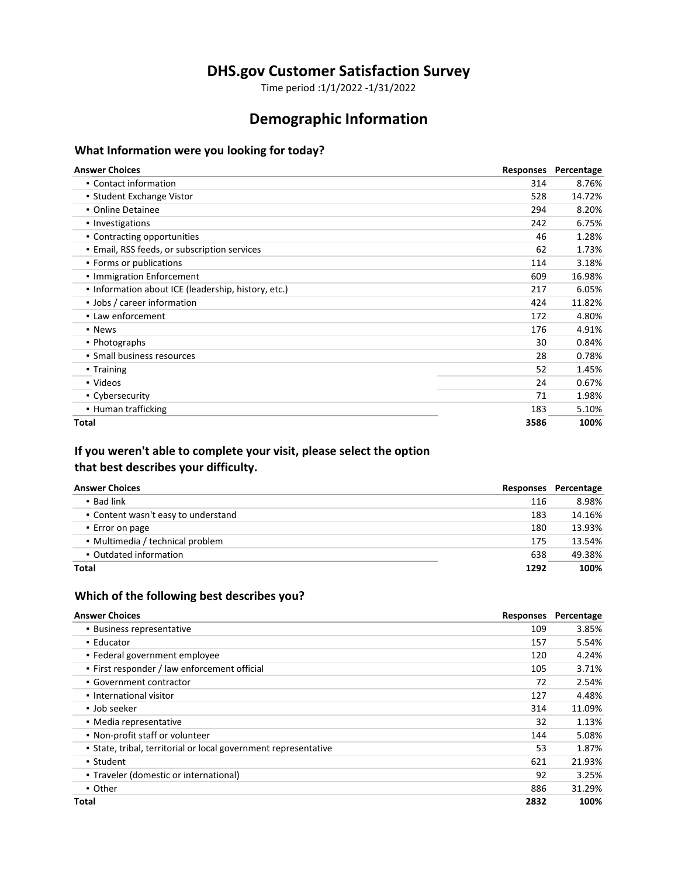# DHS.gov Customer Satisfaction Survey

Time period :1/1/2022 -1/31/2022

## Demographic Information

### What Information were you looking for today?

| Answer Choices | Responses | Percentage |
|---|---|---|
| ▪ Contact information | 314 | 8.76% |
| ▪ Student Exchange Vistor | 528 | 14.72% |
| ▪ Online Detainee | 294 | 8.20% |
| ▪ Investigations | 242 | 6.75% |
| ▪ Contracting opportunities | 46 | 1.28% |
| ▪ Email, RSS feeds, or subscription services | 62 | 1.73% |
| ▪ Forms or publications | 114 | 3.18% |
| ▪ Immigration Enforcement | 609 | 16.98% |
| ▪ Information about ICE (leadership, history, etc.) | 217 | 6.05% |
| ▪ Jobs / career information | 424 | 11.82% |
| ▪ Law enforcement | 172 | 4.80% |
| ▪ News | 176 | 4.91% |
| ▪ Photographs | 30 | 0.84% |
| ▪ Small business resources | 28 | 0.78% |
| ▪ Training | 52 | 1.45% |
| ▪ Videos | 24 | 0.67% |
| ▪ Cybersecurity | 71 | 1.98% |
| ▪ Human trafficking | 183 | 5.10% |
| **Total** | **3586** | **100%** |

### If you weren't able to complete your visit, please select the option that best describes your difficulty.

| Answer Choices | Responses | Percentage |
|---|---|---|
| ▪ Bad link | 116 | 8.98% |
| ▪ Content wasn't easy to understand | 183 | 14.16% |
| ▪ Error on page | 180 | 13.93% |
| ▪ Multimedia / technical problem | 175 | 13.54% |
| ▪ Outdated information | 638 | 49.38% |
| **Total** | **1292** | **100%** |

### Which of the following best describes you?

| Answer Choices | Responses | Percentage |
|---|---|---|
| ▪ Business representative | 109 | 3.85% |
| ▪ Educator | 157 | 5.54% |
| ▪ Federal government employee | 120 | 4.24% |
| ▪ First responder / law enforcement official | 105 | 3.71% |
| ▪ Government contractor | 72 | 2.54% |
| ▪ International visitor | 127 | 4.48% |
| ▪ Job seeker | 314 | 11.09% |
| ▪ Media representative | 32 | 1.13% |
| ▪ Non-profit staff or volunteer | 144 | 5.08% |
| ▪ State, tribal, territorial or local government representative | 53 | 1.87% |
| ▪ Student | 621 | 21.93% |
| ▪ Traveler (domestic or international) | 92 | 3.25% |
| ▪ Other | 886 | 31.29% |
| **Total** | **2832** | **100%** |